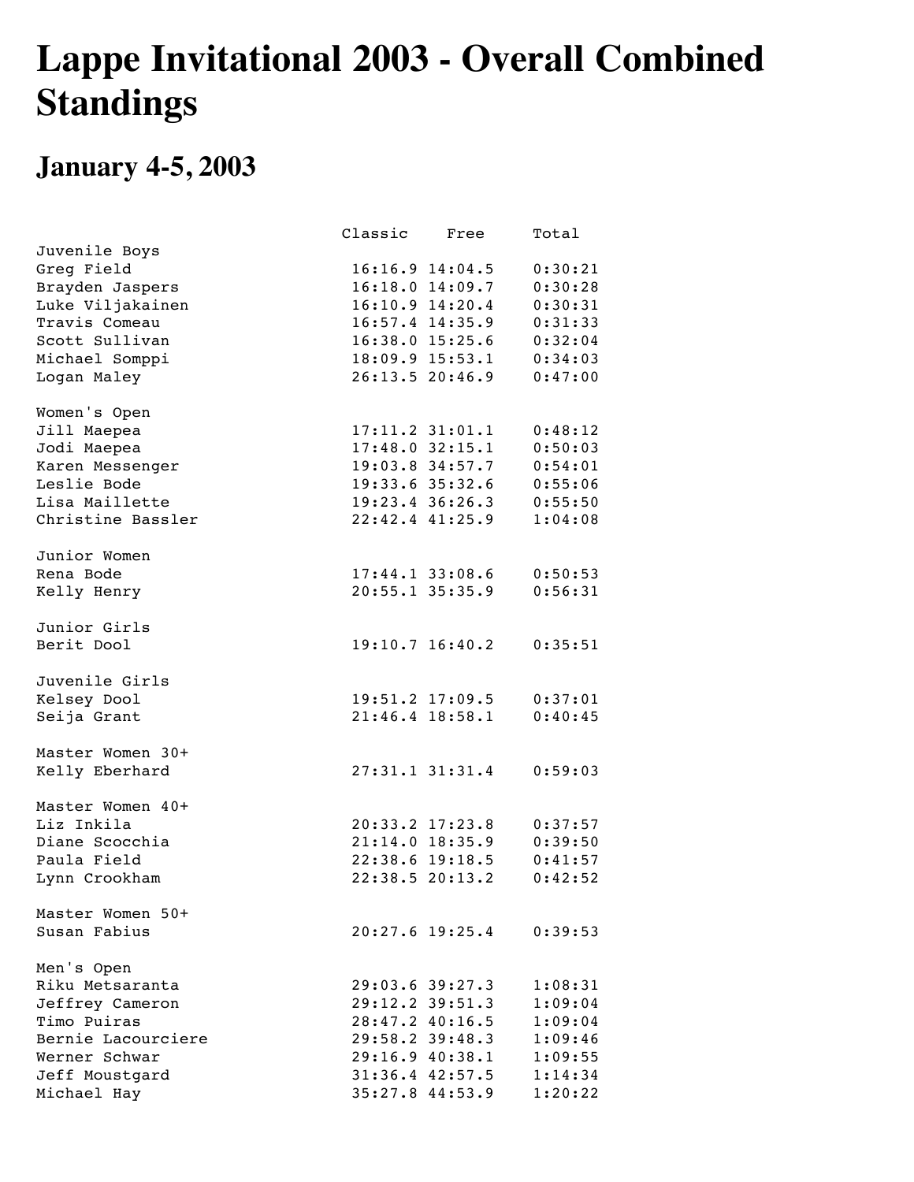# Lappe Invitational 2003 - Overall Combined Standings

## January 4-5, 2003

| | Classic | Free | Total |
|---|---|---|---|
| **Juvenile Boys** | | | |
| Greg Field | 16:16.9 | 14:04.5 | 0:30:21 |
| Brayden Jaspers | 16:18.0 | 14:09.7 | 0:30:28 |
| Luke Viljakainen | 16:10.9 | 14:20.4 | 0:30:31 |
| Travis Comeau | 16:57.4 | 14:35.9 | 0:31:33 |
| Scott Sullivan | 16:38.0 | 15:25.6 | 0:32:04 |
| Michael Somppi | 18:09.9 | 15:53.1 | 0:34:03 |
| Logan Maley | 26:13.5 | 20:46.9 | 0:47:00 |
| **Women's Open** | | | |
| Jill Maepea | 17:11.2 | 31:01.1 | 0:48:12 |
| Jodi Maepea | 17:48.0 | 32:15.1 | 0:50:03 |
| Karen Messenger | 19:03.8 | 34:57.7 | 0:54:01 |
| Leslie Bode | 19:33.6 | 35:32.6 | 0:55:06 |
| Lisa Maillette | 19:23.4 | 36:26.3 | 0:55:50 |
| Christine Bassler | 22:42.4 | 41:25.9 | 1:04:08 |
| **Junior Women** | | | |
| Rena Bode | 17:44.1 | 33:08.6 | 0:50:53 |
| Kelly Henry | 20:55.1 | 35:35.9 | 0:56:31 |
| **Junior Girls** | | | |
| Berit Dool | 19:10.7 | 16:40.2 | 0:35:51 |
| **Juvenile Girls** | | | |
| Kelsey Dool | 19:51.2 | 17:09.5 | 0:37:01 |
| Seija Grant | 21:46.4 | 18:58.1 | 0:40:45 |
| **Master Women 30+** | | | |
| Kelly Eberhard | 27:31.1 | 31:31.4 | 0:59:03 |
| **Master Women 40+** | | | |
| Liz Inkila | 20:33.2 | 17:23.8 | 0:37:57 |
| Diane Scocchia | 21:14.0 | 18:35.9 | 0:39:50 |
| Paula Field | 22:38.6 | 19:18.5 | 0:41:57 |
| Lynn Crookham | 22:38.5 | 20:13.2 | 0:42:52 |
| **Master Women 50+** | | | |
| Susan Fabius | 20:27.6 | 19:25.4 | 0:39:53 |
| **Men's Open** | | | |
| Riku Metsaranta | 29:03.6 | 39:27.3 | 1:08:31 |
| Jeffrey Cameron | 29:12.2 | 39:51.3 | 1:09:04 |
| Timo Puiras | 28:47.2 | 40:16.5 | 1:09:04 |
| Bernie Lacourciere | 29:58.2 | 39:48.3 | 1:09:46 |
| Werner Schwar | 29:16.9 | 40:38.1 | 1:09:55 |
| Jeff Moustgard | 31:36.4 | 42:57.5 | 1:14:34 |
| Michael Hay | 35:27.8 | 44:53.9 | 1:20:22 |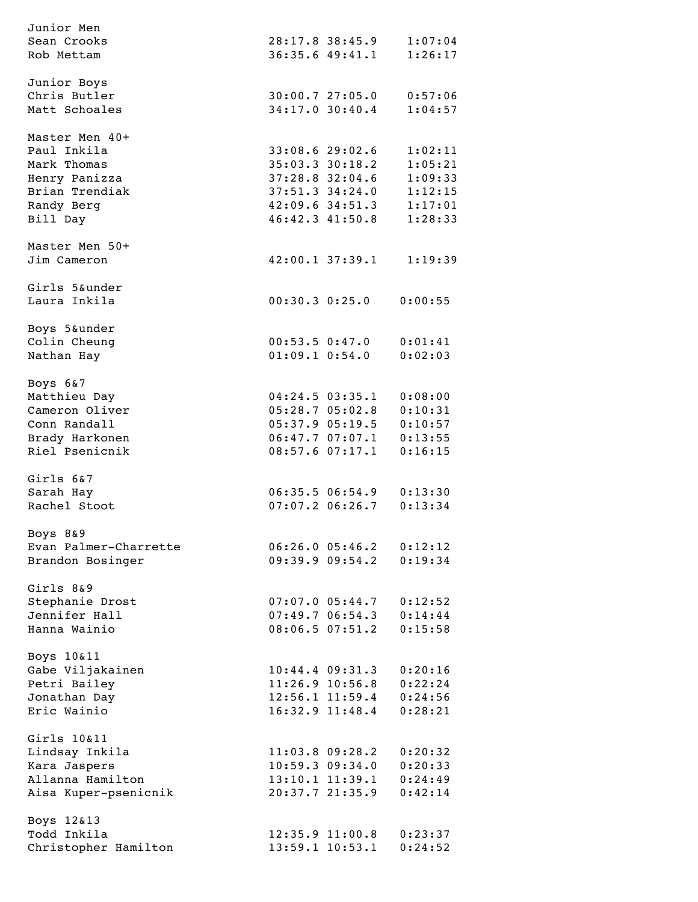Junior Men

| | | | |
|---|---|---|---|
| Sean Crooks | 28:17.8 | 38:45.9 | 1:07:04 |
| Rob Mettam | 36:35.6 | 49:41.1 | 1:26:17 |

Junior Boys

| | | | |
|---|---|---|---|
| Chris Butler | 30:00.7 | 27:05.0 | 0:57:06 |
| Matt Schoales | 34:17.0 | 30:40.4 | 1:04:57 |

Master Men 40+

| | | | |
|---|---|---|---|
| Paul Inkila | 33:08.6 | 29:02.6 | 1:02:11 |
| Mark Thomas | 35:03.3 | 30:18.2 | 1:05:21 |
| Henry Panizza | 37:28.8 | 32:04.6 | 1:09:33 |
| Brian Trendiak | 37:51.3 | 34:24.0 | 1:12:15 |
| Randy Berg | 42:09.6 | 34:51.3 | 1:17:01 |
| Bill Day | 46:42.3 | 41:50.8 | 1:28:33 |

Master Men 50+

| | | | |
|---|---|---|---|
| Jim Cameron | 42:00.1 | 37:39.1 | 1:19:39 |

Girls 5&under

| | | | |
|---|---|---|---|
| Laura Inkila | 00:30.3 | 0:25.0 | 0:00:55 |

Boys 5&under

| | | | |
|---|---|---|---|
| Colin Cheung | 00:53.5 | 0:47.0 | 0:01:41 |
| Nathan Hay | 01:09.1 | 0:54.0 | 0:02:03 |

Boys 6&7

| | | | |
|---|---|---|---|
| Matthieu Day | 04:24.5 | 03:35.1 | 0:08:00 |
| Cameron Oliver | 05:28.7 | 05:02.8 | 0:10:31 |
| Conn Randall | 05:37.9 | 05:19.5 | 0:10:57 |
| Brady Harkonen | 06:47.7 | 07:07.1 | 0:13:55 |
| Riel Psenicnik | 08:57.6 | 07:17.1 | 0:16:15 |

Girls 6&7

| | | | |
|---|---|---|---|
| Sarah Hay | 06:35.5 | 06:54.9 | 0:13:30 |
| Rachel Stoot | 07:07.2 | 06:26.7 | 0:13:34 |

Boys 8&9

| | | | |
|---|---|---|---|
| Evan Palmer-Charrette | 06:26.0 | 05:46.2 | 0:12:12 |
| Brandon Bosinger | 09:39.9 | 09:54.2 | 0:19:34 |

Girls 8&9

| | | | |
|---|---|---|---|
| Stephanie Drost | 07:07.0 | 05:44.7 | 0:12:52 |
| Jennifer Hall | 07:49.7 | 06:54.3 | 0:14:44 |
| Hanna Wainio | 08:06.5 | 07:51.2 | 0:15:58 |

Boys 10&11

| | | | |
|---|---|---|---|
| Gabe Viljakainen | 10:44.4 | 09:31.3 | 0:20:16 |
| Petri Bailey | 11:26.9 | 10:56.8 | 0:22:24 |
| Jonathan Day | 12:56.1 | 11:59.4 | 0:24:56 |
| Eric Wainio | 16:32.9 | 11:48.4 | 0:28:21 |

Girls 10&11

| | | | |
|---|---|---|---|
| Lindsay Inkila | 11:03.8 | 09:28.2 | 0:20:32 |
| Kara Jaspers | 10:59.3 | 09:34.0 | 0:20:33 |
| Allanna Hamilton | 13:10.1 | 11:39.1 | 0:24:49 |
| Aisa Kuper-psenicnik | 20:37.7 | 21:35.9 | 0:42:14 |

Boys 12&13

| | | | |
|---|---|---|---|
| Todd Inkila | 12:35.9 | 11:00.8 | 0:23:37 |
| Christopher Hamilton | 13:59.1 | 10:53.1 | 0:24:52 |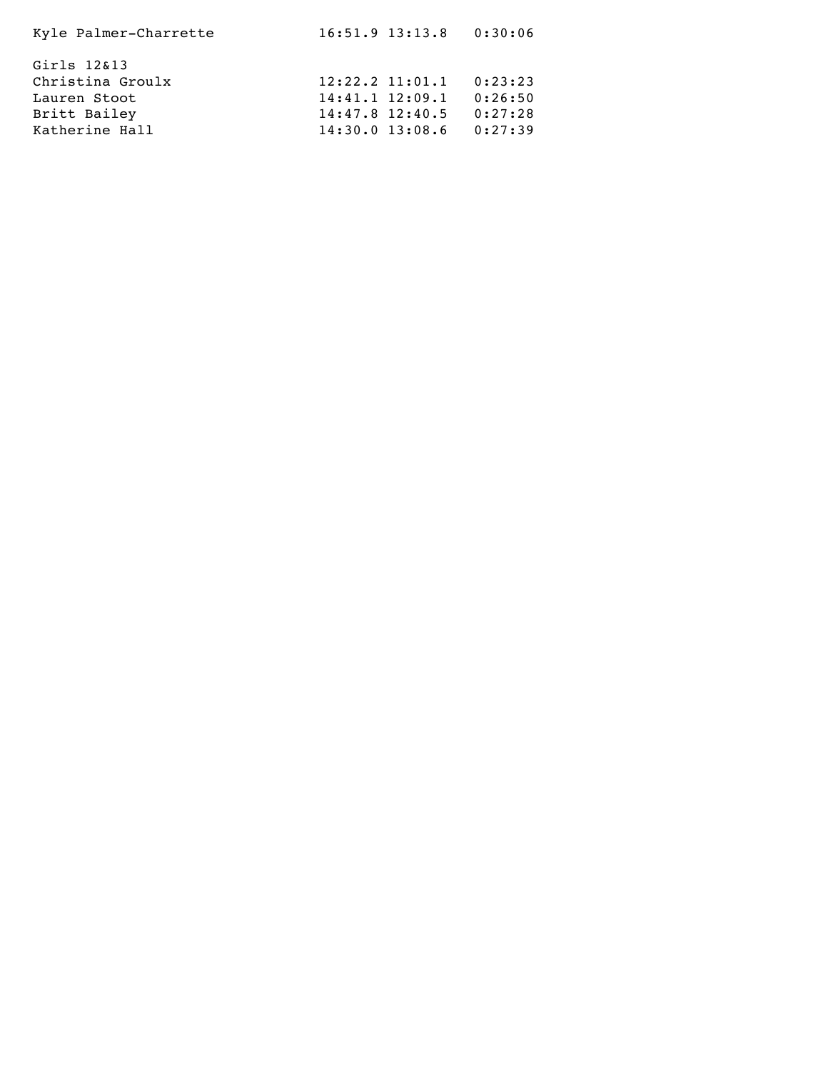| | | | |
|---|---|---|---|
| Kyle Palmer-Charrette | 16:51.9 | 13:13.8 | 0:30:06 |

Girls 12&13

| | | | |
|---|---|---|---|
| Christina Groulx | 12:22.2 | 11:01.1 | 0:23:23 |
| Lauren Stoot | 14:41.1 | 12:09.1 | 0:26:50 |
| Britt Bailey | 14:47.8 | 12:40.5 | 0:27:28 |
| Katherine Hall | 14:30.0 | 13:08.6 | 0:27:39 |